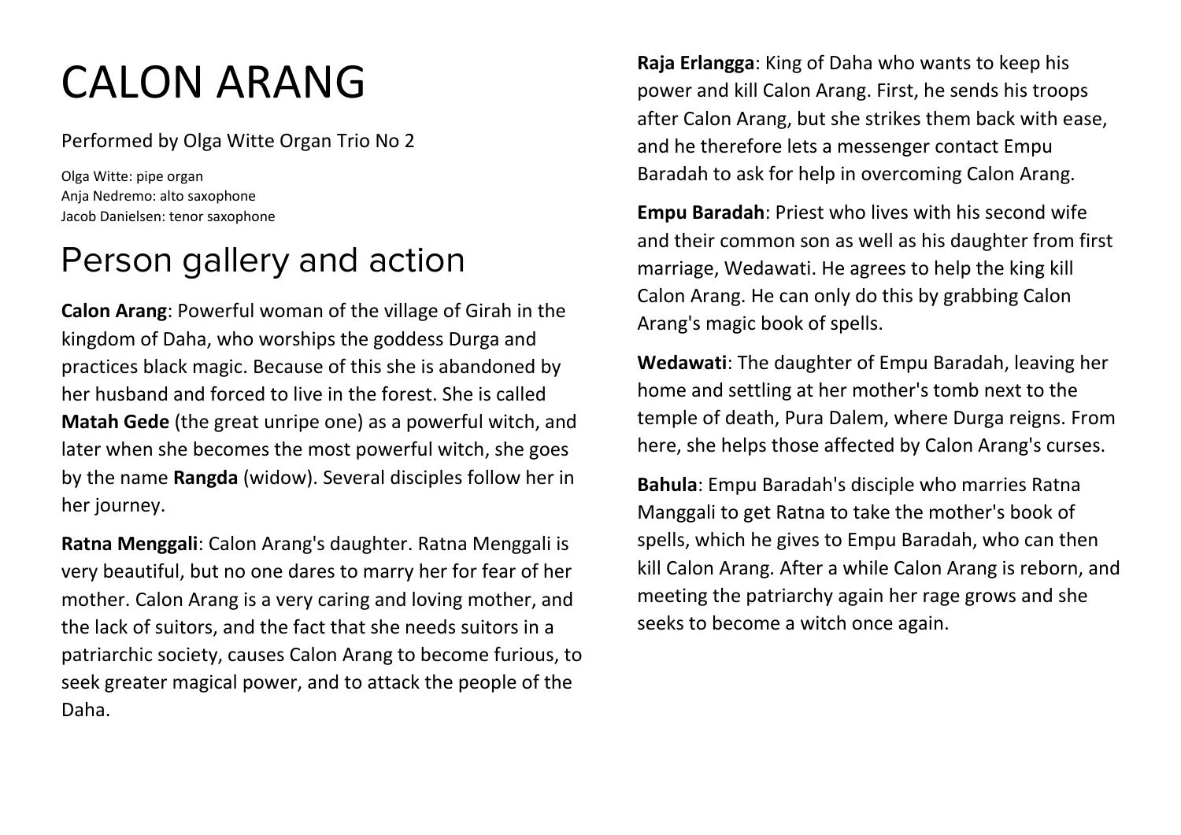# CALON ARANG

Performed by Olga Witte Organ Trio No 2

Olga Witte: pipe organ
Anja Nedremo: alto saxophone
Jacob Danielsen: tenor saxophone

## Person gallery and action

**Calon Arang**: Powerful woman of the village of Girah in the kingdom of Daha, who worships the goddess Durga and practices black magic. Because of this she is abandoned by her husband and forced to live in the forest. She is called **Matah Gede** (the great unripe one) as a powerful witch, and later when she becomes the most powerful witch, she goes by the name **Rangda** (widow). Several disciples follow her in her journey.

**Ratna Menggali**: Calon Arang's daughter. Ratna Menggali is very beautiful, but no one dares to marry her for fear of her mother. Calon Arang is a very caring and loving mother, and the lack of suitors, and the fact that she needs suitors in a patriarchic society, causes Calon Arang to become furious, to seek greater magical power, and to attack the people of the Daha.

**Raja Erlangga**: King of Daha who wants to keep his power and kill Calon Arang. First, he sends his troops after Calon Arang, but she strikes them back with ease, and he therefore lets a messenger contact Empu Baradah to ask for help in overcoming Calon Arang.

**Empu Baradah**: Priest who lives with his second wife and their common son as well as his daughter from first marriage, Wedawati. He agrees to help the king kill Calon Arang. He can only do this by grabbing Calon Arang's magic book of spells.

**Wedawati**: The daughter of Empu Baradah, leaving her home and settling at her mother's tomb next to the temple of death, Pura Dalem, where Durga reigns. From here, she helps those affected by Calon Arang's curses.

**Bahula**: Empu Baradah's disciple who marries Ratna Manggali to get Ratna to take the mother's book of spells, which he gives to Empu Baradah, who can then kill Calon Arang. After a while Calon Arang is reborn, and meeting the patriarchy again her rage grows and she seeks to become a witch once again.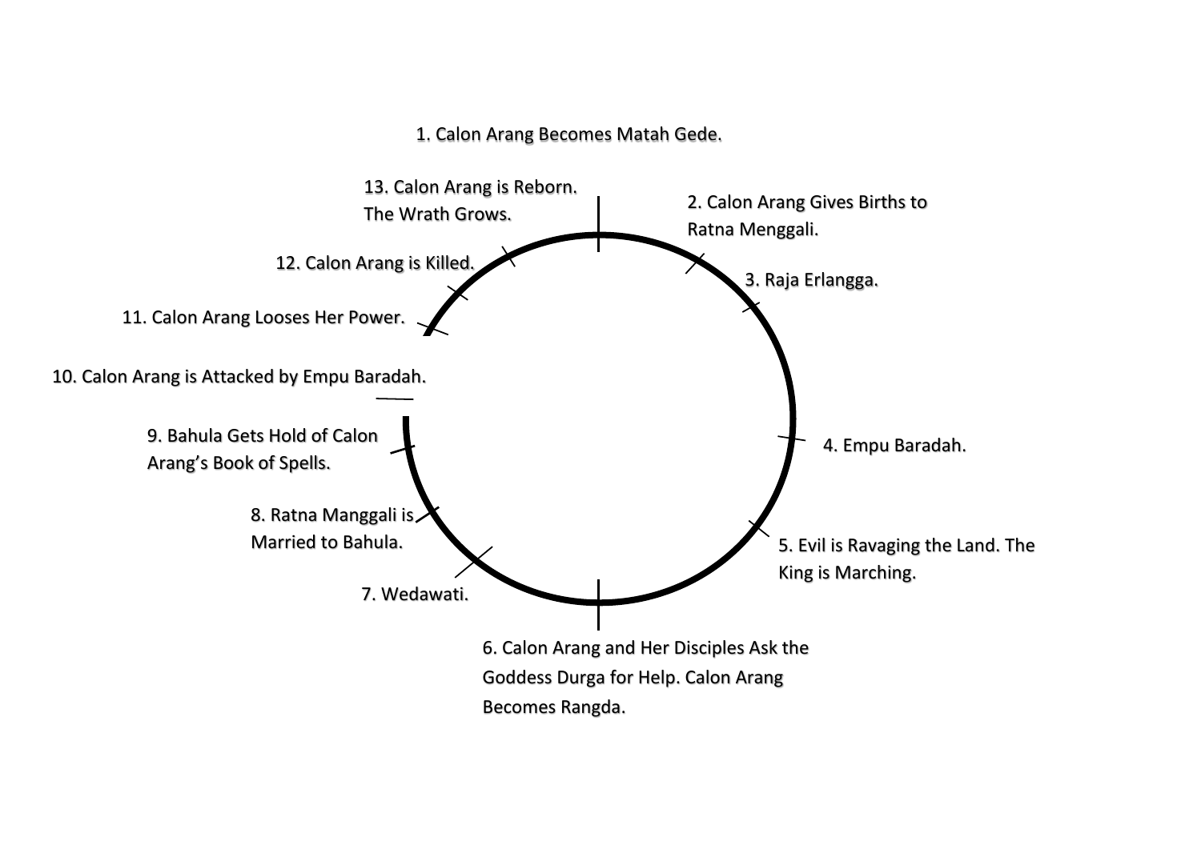1. Calon Arang Becomes Matah Gede.

2. Calon Arang Gives Births to Ratna Menggali.

3. Raja Erlangga.

4. Empu Baradah.

5. Evil is Ravaging the Land. The King is Marching.

6. Calon Arang and Her Disciples Ask the Goddess Durga for Help. Calon Arang Becomes Rangda.

7. Wedawati.

8. Ratna Manggali is Married to Bahula.

9. Bahula Gets Hold of Calon Arang's Book of Spells.

10. Calon Arang is Attacked by Empu Baradah.

11. Calon Arang Looses Her Power.

12. Calon Arang is Killed.

13. Calon Arang is Reborn. The Wrath Grows.